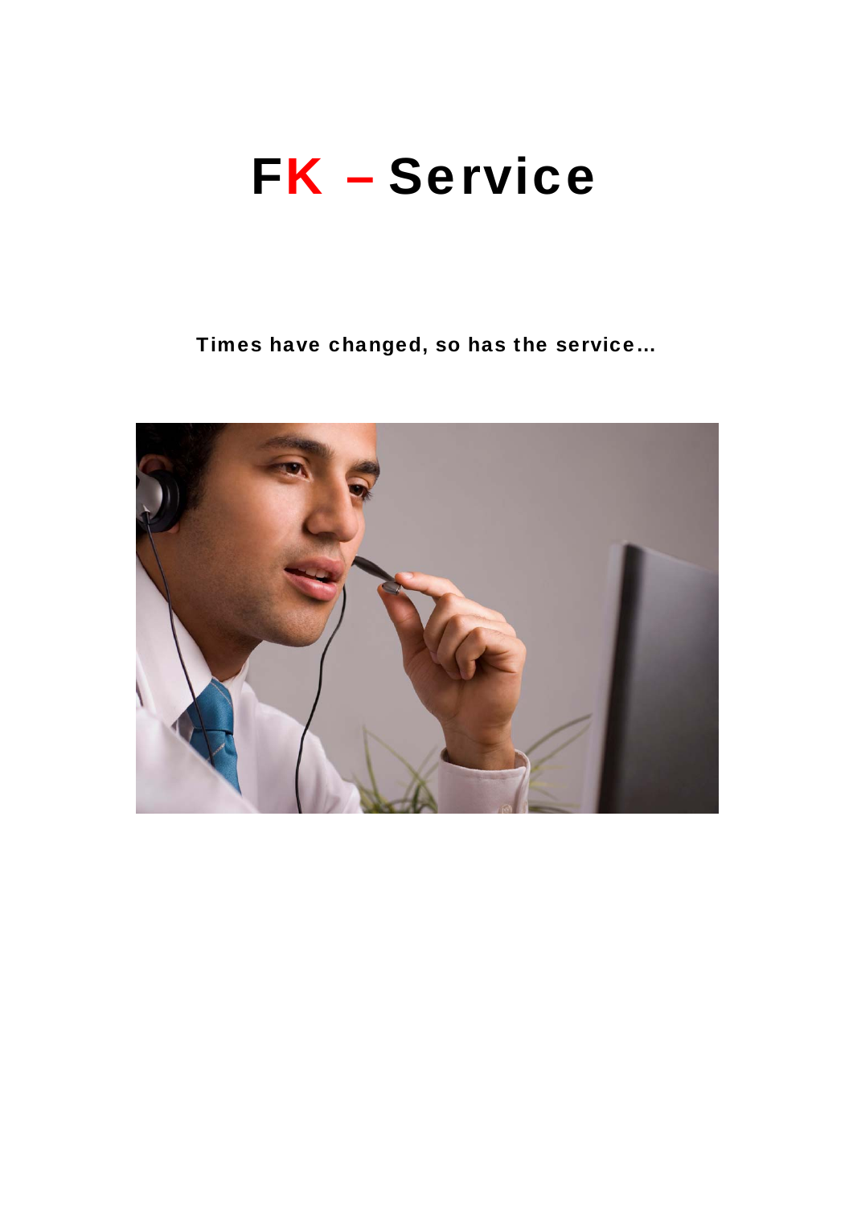# FK – Service

**Times have changed, so has the service…**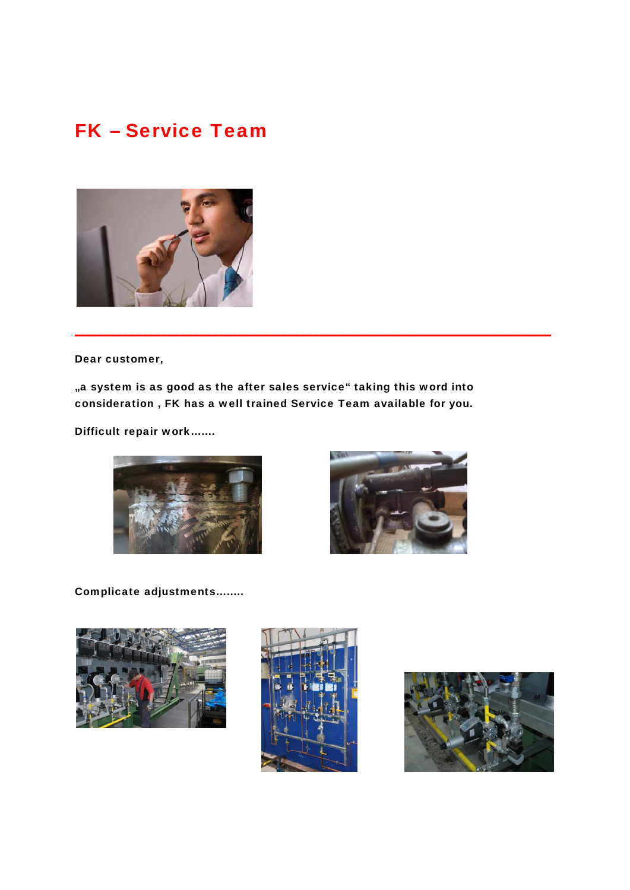# FK – Service Team

**Dear customer,**

**„a system is as good as the after sales service" taking this word into consideration , FK has a well trained Service Team available for you.**

**Difficult repair work.......**

**Complicate adjustments........**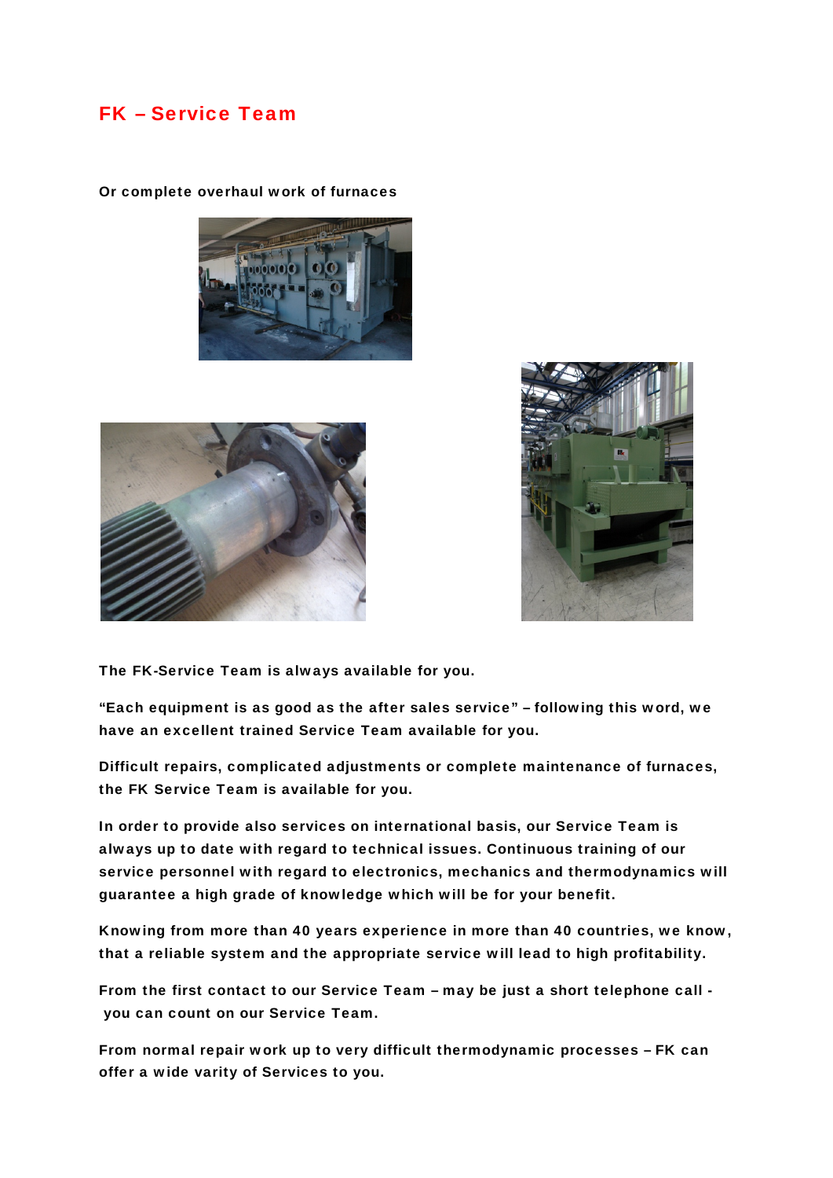# FK – Service Team

**Or complete overhaul work of furnaces**

**The FK-Service Team is always available for you.**

**"Each equipment is as good as the after sales service" – following this word, we have an excellent trained Service Team available for you.**

**Difficult repairs, complicated adjustments or complete maintenance of furnaces, the FK Service Team is available for you.**

**In order to provide also services on international basis, our Service Team is always up to date with regard to technical issues. Continuous training of our service personnel with regard to electronics, mechanics and thermodynamics will guarantee a high grade of knowledge which will be for your benefit.**

**Knowing from more than 40 years experience in more than 40 countries, we know, that a reliable system and the appropriate service will lead to high profitability.**

**From the first contact to our Service Team – may be just a short telephone call - you can count on our Service Team.**

**From normal repair work up to very difficult thermodynamic processes – FK can offer a wide varity of Services to you.**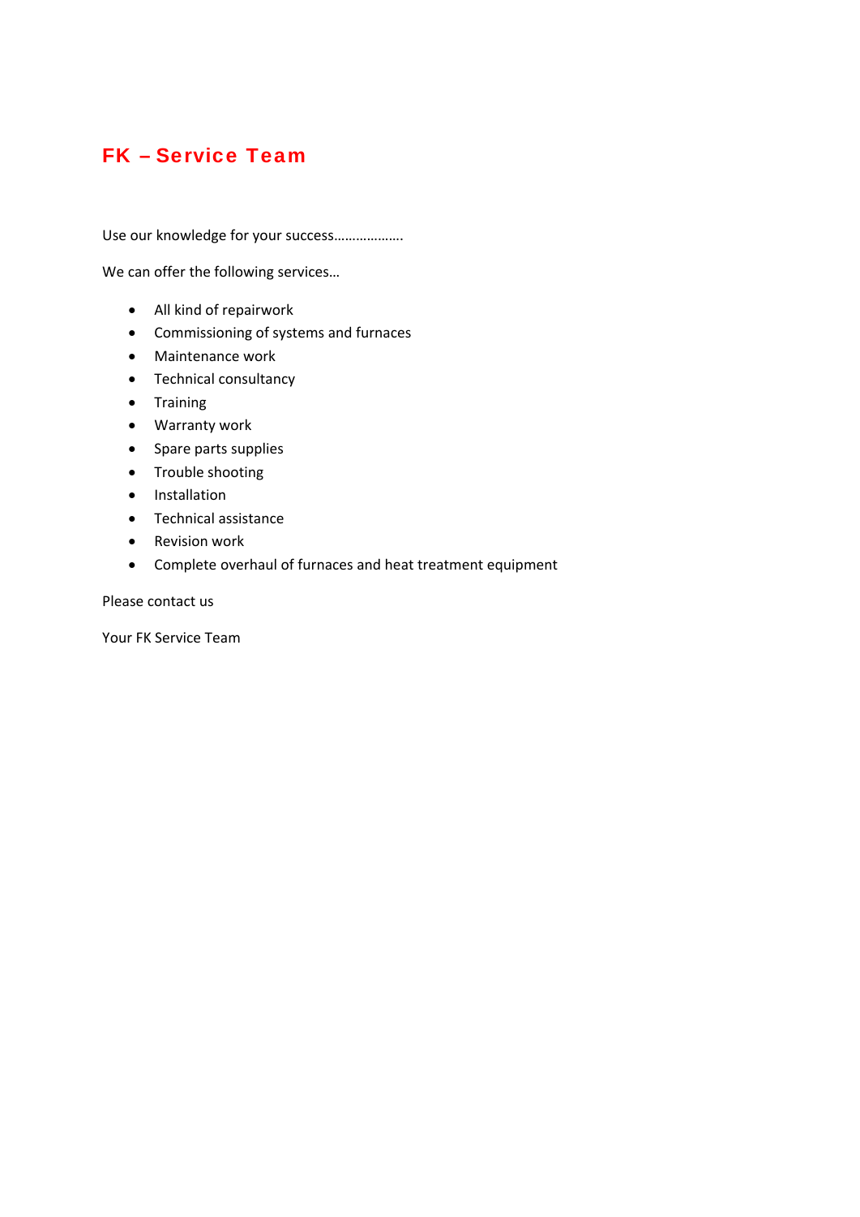# FK – Service Team

Use our knowledge for your success……………….

We can offer the following services…

- All kind of repairwork
- Commissioning of systems and furnaces
- Maintenance work
- Technical consultancy
- Training
- Warranty work
- Spare parts supplies
- Trouble shooting
- Installation
- Technical assistance
- Revision work
- Complete overhaul of furnaces and heat treatment equipment

Please contact us

Your FK Service Team